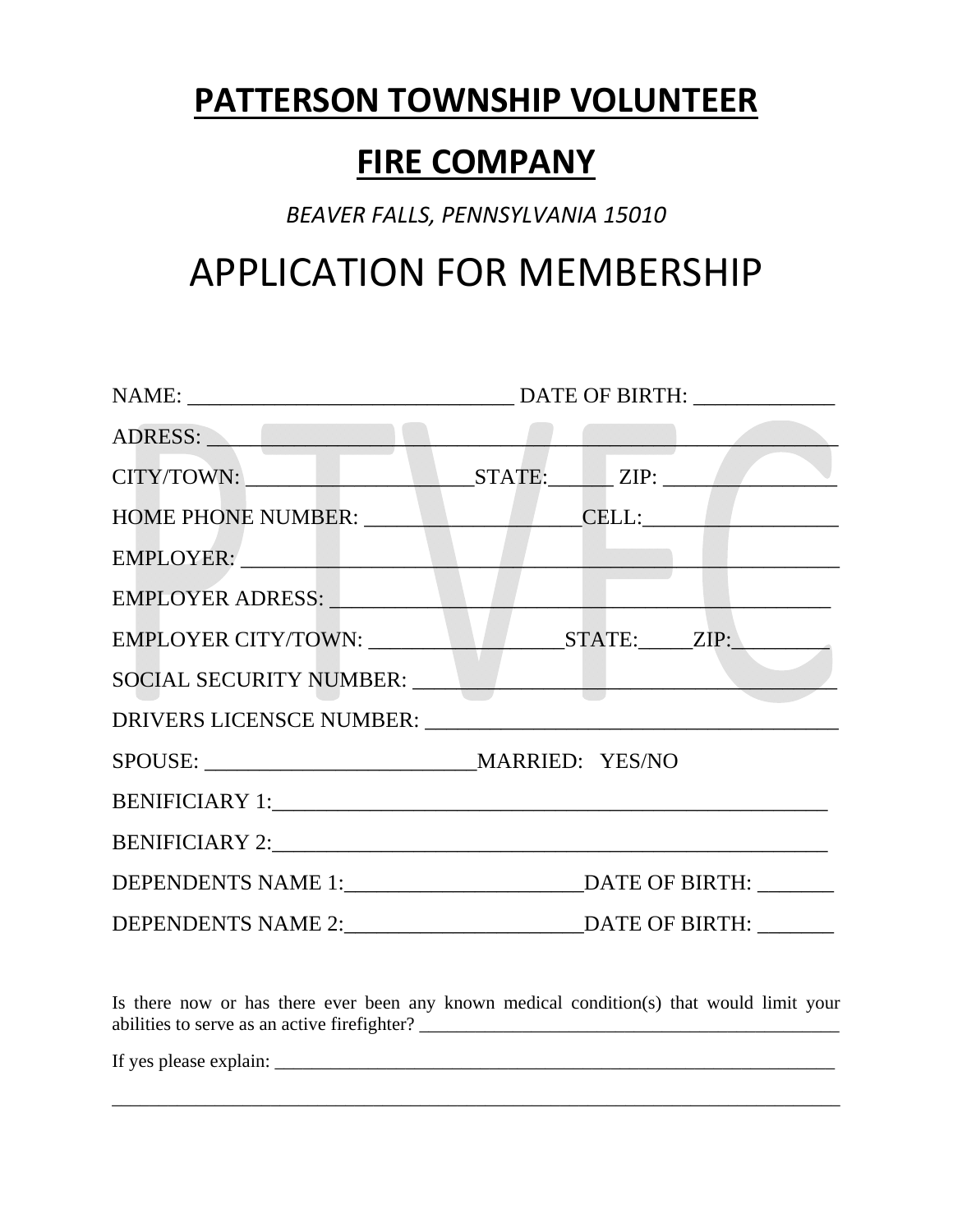# PATTERSON TOWNSHIP VOLUNTEER FIRE COMPANY

*BEAVER FALLS, PENNSYLVANIA 15010*

# APPLICATION FOR MEMBERSHIP

NAME: ______________________________ DATE OF BIRTH: _____________

ADRESS: ___________________________________________________________

CITY/TOWN: _____________________STATE:______ ZIP: ________________

HOME PHONE NUMBER: ____________________CELL:__________________

EMPLOYER: _________________________________________________________

EMPLOYER ADRESS: __________________________________________________

EMPLOYER CITY/TOWN: __________________STATE:_____ZIP:_________

SOCIAL SECURITY NUMBER: ____________________________________________

DRIVERS LICENSCE NUMBER: ___________________________________________

SPOUSE: _________________________MARRIED: YES/NO

BENIFICIARY 1:____________________________________________________

BENIFICIARY 2:____________________________________________________

DEPENDENTS NAME 1:______________________DATE OF BIRTH: _______

DEPENDENTS NAME 2:______________________DATE OF BIRTH: _______

Is there now or has there ever been any known medical condition(s) that would limit your abilities to serve as an active firefighter? _____________________________________________

If yes please explain: ______________________________________________________________

_______________________________________________________________________________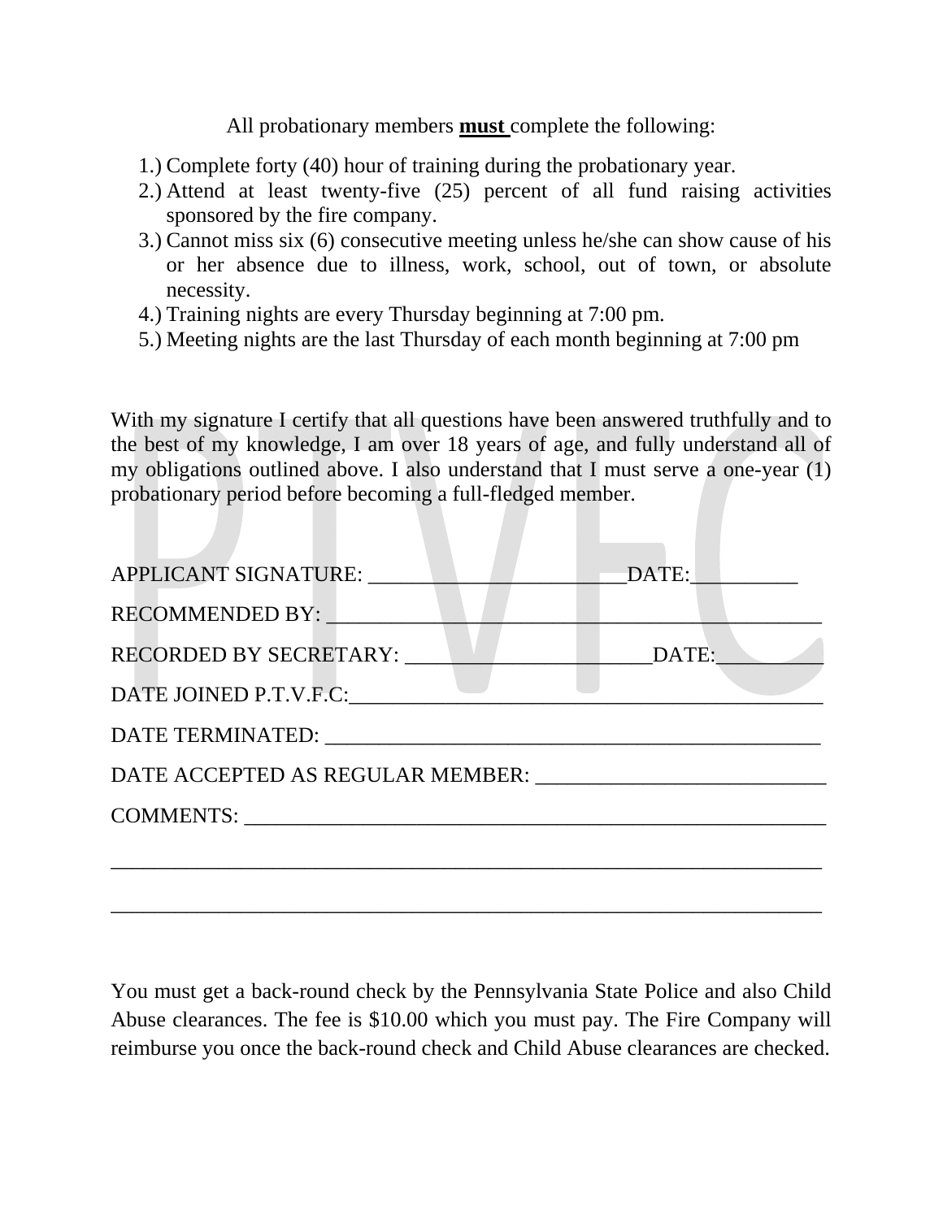All probationary members **must** complete the following:

1.) Complete forty (40) hour of training during the probationary year.
2.) Attend at least twenty-five (25) percent of all fund raising activities sponsored by the fire company.
3.) Cannot miss six (6) consecutive meeting unless he/she can show cause of his or her absence due to illness, work, school, out of town, or absolute necessity.
4.) Training nights are every Thursday beginning at 7:00 pm.
5.) Meeting nights are the last Thursday of each month beginning at 7:00 pm

With my signature I certify that all questions have been answered truthfully and to the best of my knowledge, I am over 18 years of age, and fully understand all of my obligations outlined above. I also understand that I must serve a one-year (1) probationary period before becoming a full-fledged member.

APPLICANT SIGNATURE: ________________________DATE:__________

RECOMMENDED BY: _______________________________________________

RECORDED BY SECRETARY: _______________________DATE:__________

DATE JOINED P.T.V.F.C:____________________________________________

DATE TERMINATED: ______________________________________________

DATE ACCEPTED AS REGULAR MEMBER: ___________________________

COMMENTS: ______________________________________________________

_____________________________________________________________________

_____________________________________________________________________

You must get a back-round check by the Pennsylvania State Police and also Child Abuse clearances. The fee is $10.00 which you must pay. The Fire Company will reimburse you once the back-round check and Child Abuse clearances are checked.